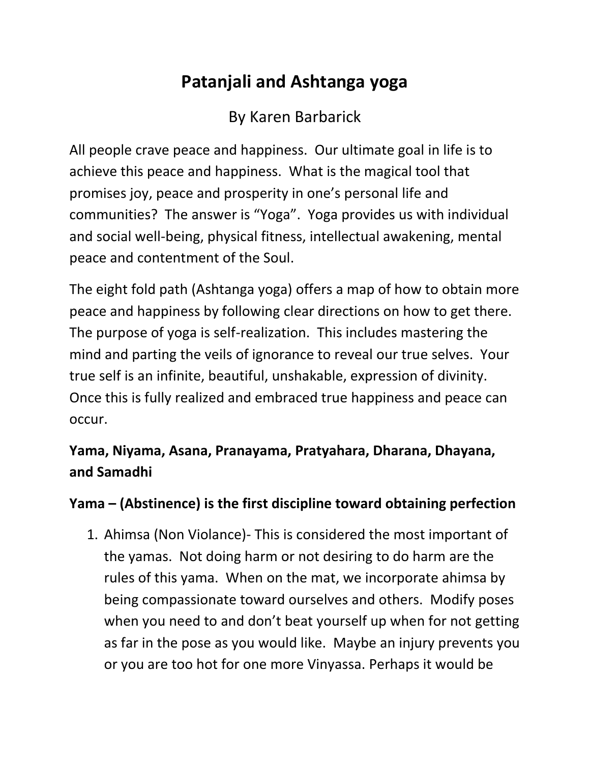# Patanjali and Ashtanga yoga

By Karen Barbarick

All people crave peace and happiness. Our ultimate goal in life is to achieve this peace and happiness. What is the magical tool that promises joy, peace and prosperity in one's personal life and communities? The answer is "Yoga". Yoga provides us with individual and social well-being, physical fitness, intellectual awakening, mental peace and contentment of the Soul.

The eight fold path (Ashtanga yoga) offers a map of how to obtain more peace and happiness by following clear directions on how to get there. The purpose of yoga is self-realization. This includes mastering the mind and parting the veils of ignorance to reveal our true selves. Your true self is an infinite, beautiful, unshakable, expression of divinity. Once this is fully realized and embraced true happiness and peace can occur.

**Yama, Niyama, Asana, Pranayama, Pratyahara, Dharana, Dhayana, and Samadhi**

**Yama – (Abstinence) is the first discipline toward obtaining perfection**

1. Ahimsa (Non Violance)- This is considered the most important of the yamas. Not doing harm or not desiring to do harm are the rules of this yama. When on the mat, we incorporate ahimsa by being compassionate toward ourselves and others. Modify poses when you need to and don't beat yourself up when for not getting as far in the pose as you would like. Maybe an injury prevents you or you are too hot for one more Vinyassa. Perhaps it would be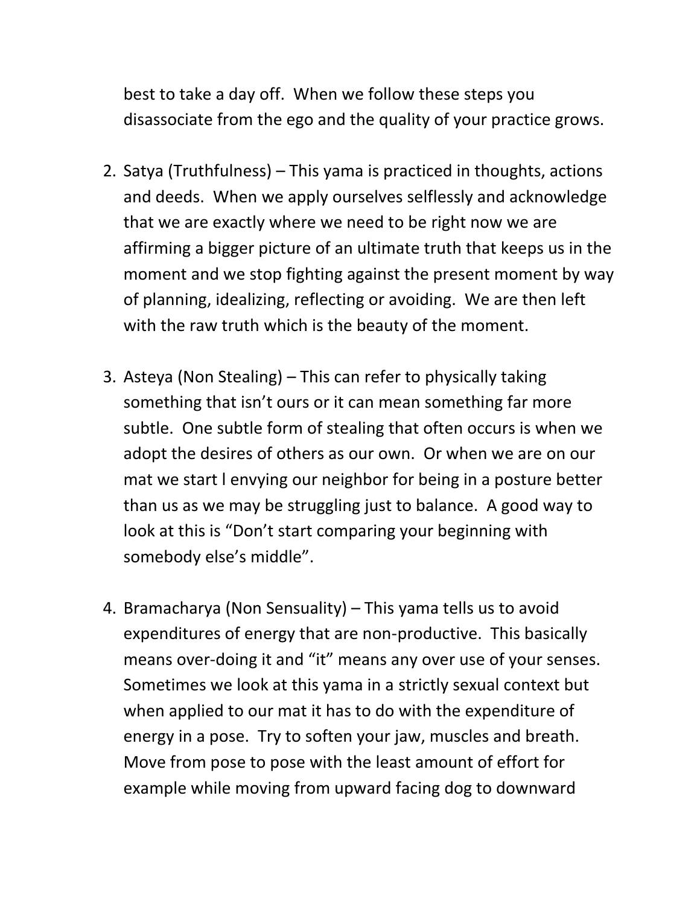best to take a day off.  When we follow these steps you disassociate from the ego and the quality of your practice grows.

2. Satya (Truthfulness) – This yama is practiced in thoughts, actions and deeds.  When we apply ourselves selflessly and acknowledge that we are exactly where we need to be right now we are affirming a bigger picture of an ultimate truth that keeps us in the moment and we stop fighting against the present moment by way of planning, idealizing, reflecting or avoiding.  We are then left with the raw truth which is the beauty of the moment.

3. Asteya (Non Stealing) – This can refer to physically taking something that isn't ours or it can mean something far more subtle.  One subtle form of stealing that often occurs is when we adopt the desires of others as our own.  Or when we are on our mat we start l envying our neighbor for being in a posture better than us as we may be struggling just to balance.  A good way to look at this is "Don't start comparing your beginning with somebody else's middle".

4. Bramacharya (Non Sensuality) – This yama tells us to avoid expenditures of energy that are non-productive.  This basically means over-doing it and "it" means any over use of your senses.  Sometimes we look at this yama in a strictly sexual context but when applied to our mat it has to do with the expenditure of energy in a pose.  Try to soften your jaw, muscles and breath.  Move from pose to pose with the least amount of effort for example while moving from upward facing dog to downward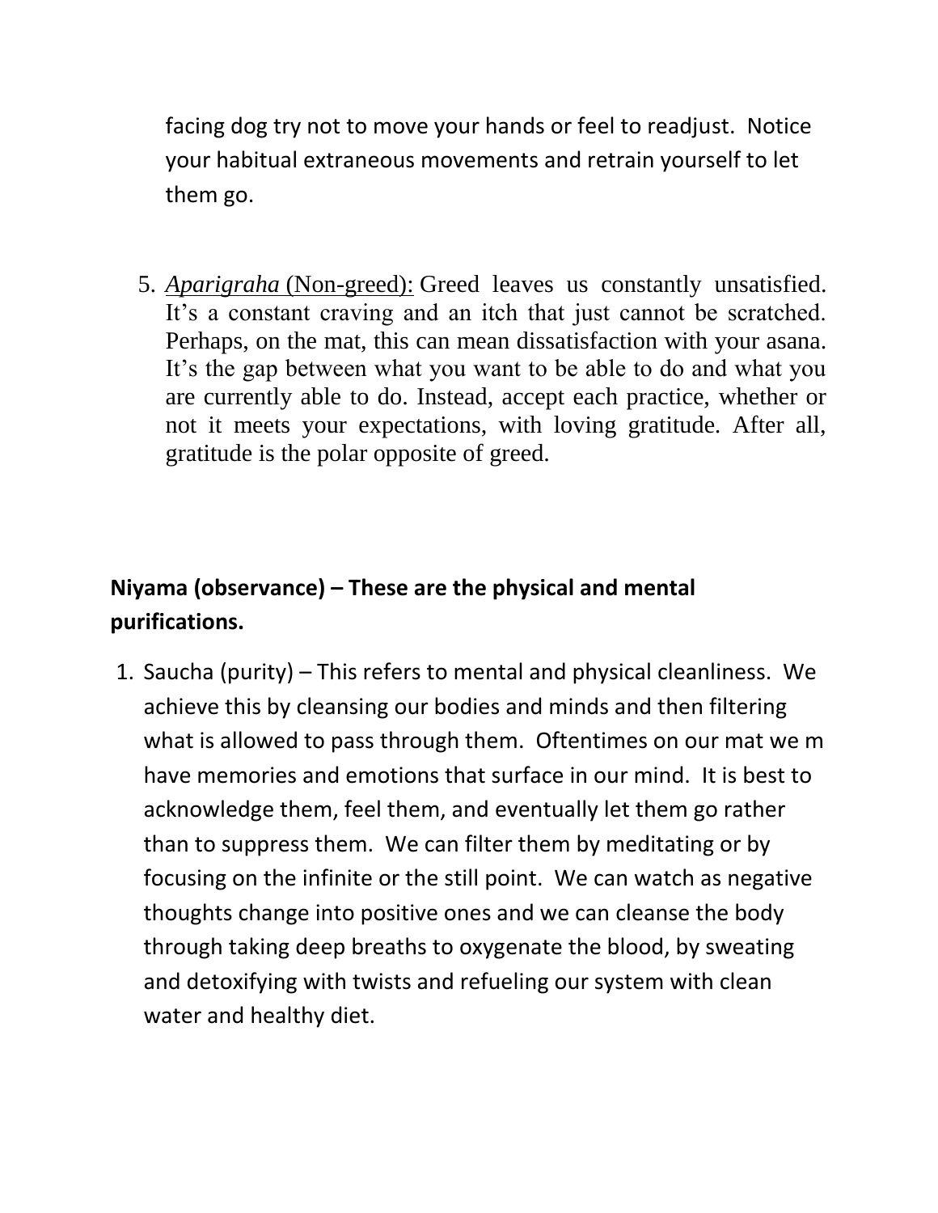facing dog try not to move your hands or feel to readjust. Notice your habitual extraneous movements and retrain yourself to let them go.

5. *Aparigraha* (Non-greed): Greed leaves us constantly unsatisfied. It's a constant craving and an itch that just cannot be scratched. Perhaps, on the mat, this can mean dissatisfaction with your asana. It's the gap between what you want to be able to do and what you are currently able to do. Instead, accept each practice, whether or not it meets your expectations, with loving gratitude. After all, gratitude is the polar opposite of greed.

**Niyama (observance) – These are the physical and mental purifications.**

1. Saucha (purity) – This refers to mental and physical cleanliness. We achieve this by cleansing our bodies and minds and then filtering what is allowed to pass through them. Oftentimes on our mat we m have memories and emotions that surface in our mind. It is best to acknowledge them, feel them, and eventually let them go rather than to suppress them. We can filter them by meditating or by focusing on the infinite or the still point. We can watch as negative thoughts change into positive ones and we can cleanse the body through taking deep breaths to oxygenate the blood, by sweating and detoxifying with twists and refueling our system with clean water and healthy diet.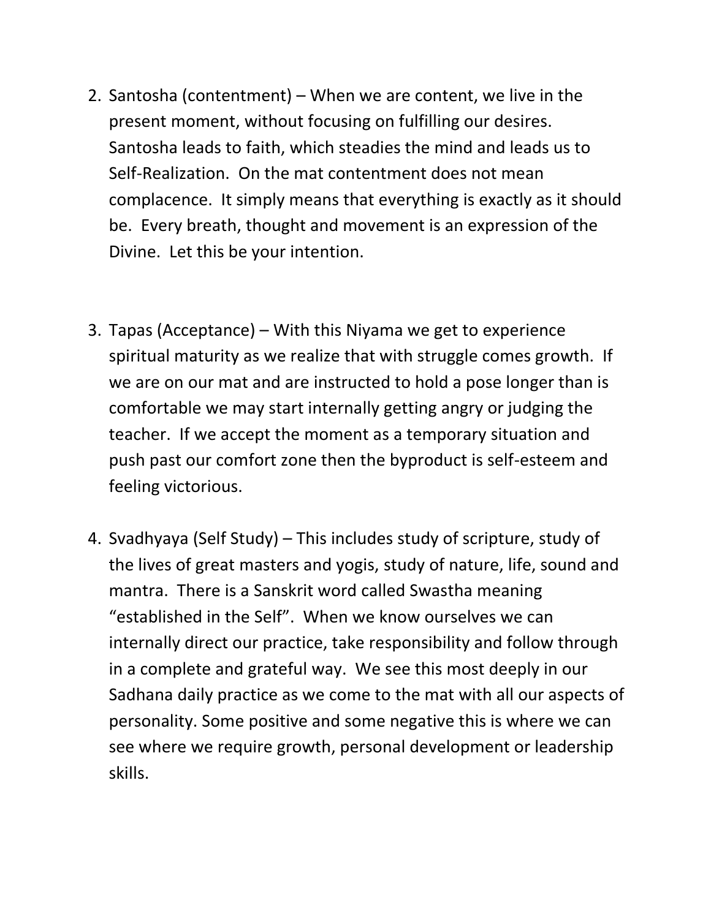2. Santosha (contentment) – When we are content, we live in the present moment, without focusing on fulfilling our desires. Santosha leads to faith, which steadies the mind and leads us to Self-Realization. On the mat contentment does not mean complacence. It simply means that everything is exactly as it should be. Every breath, thought and movement is an expression of the Divine. Let this be your intention.

3. Tapas (Acceptance) – With this Niyama we get to experience spiritual maturity as we realize that with struggle comes growth. If we are on our mat and are instructed to hold a pose longer than is comfortable we may start internally getting angry or judging the teacher. If we accept the moment as a temporary situation and push past our comfort zone then the byproduct is self-esteem and feeling victorious.

4. Svadhyaya (Self Study) – This includes study of scripture, study of the lives of great masters and yogis, study of nature, life, sound and mantra. There is a Sanskrit word called Swastha meaning "established in the Self". When we know ourselves we can internally direct our practice, take responsibility and follow through in a complete and grateful way. We see this most deeply in our Sadhana daily practice as we come to the mat with all our aspects of personality. Some positive and some negative this is where we can see where we require growth, personal development or leadership skills.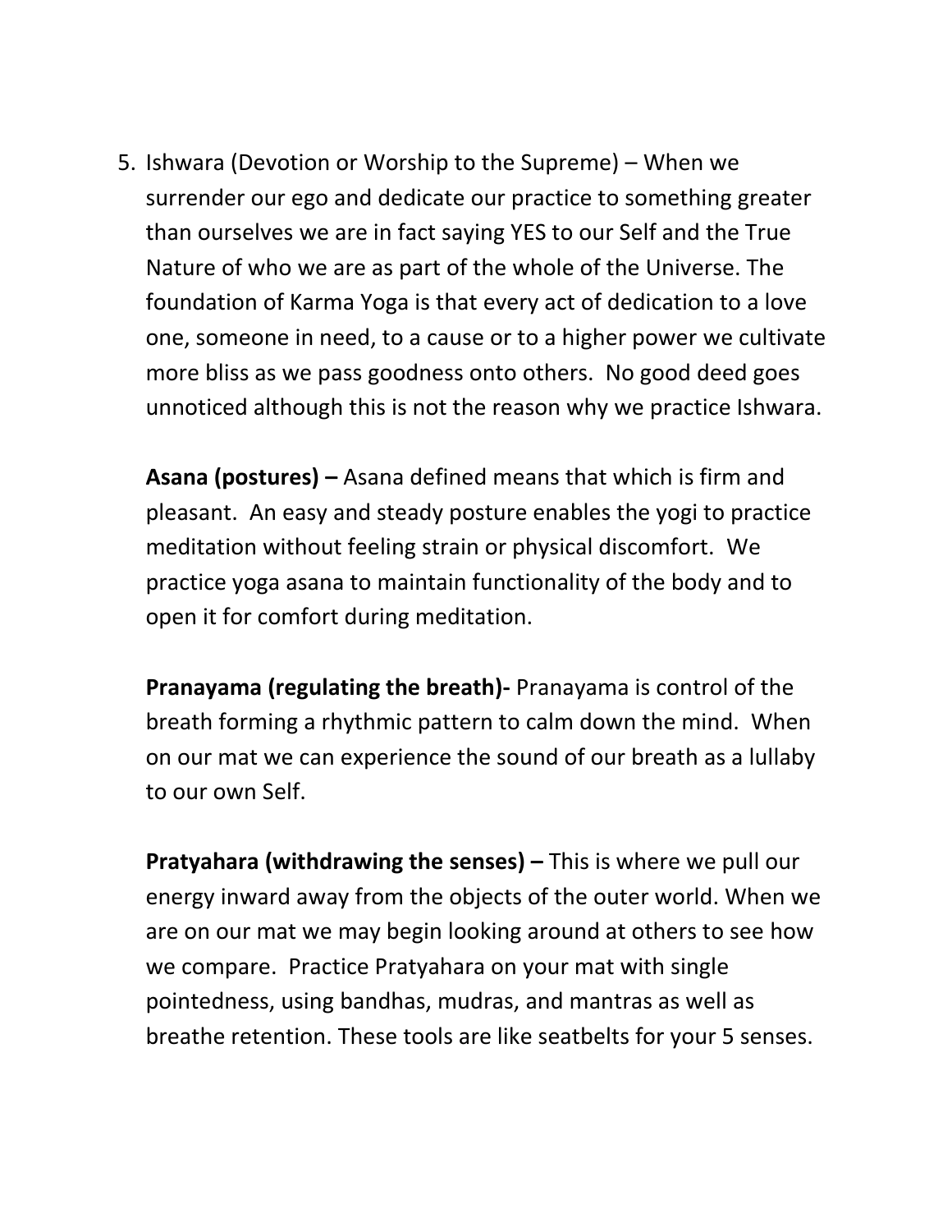5. Ishwara (Devotion or Worship to the Supreme) – When we surrender our ego and dedicate our practice to something greater than ourselves we are in fact saying YES to our Self and the True Nature of who we are as part of the whole of the Universe. The foundation of Karma Yoga is that every act of dedication to a love one, someone in need, to a cause or to a higher power we cultivate more bliss as we pass goodness onto others. No good deed goes unnoticed although this is not the reason why we practice Ishwara.

   **Asana (postures) –** Asana defined means that which is firm and pleasant. An easy and steady posture enables the yogi to practice meditation without feeling strain or physical discomfort. We practice yoga asana to maintain functionality of the body and to open it for comfort during meditation.

   **Pranayama (regulating the breath)-** Pranayama is control of the breath forming a rhythmic pattern to calm down the mind. When on our mat we can experience the sound of our breath as a lullaby to our own Self.

   **Pratyahara (withdrawing the senses) –** This is where we pull our energy inward away from the objects of the outer world. When we are on our mat we may begin looking around at others to see how we compare. Practice Pratyahara on your mat with single pointedness, using bandhas, mudras, and mantras as well as breathe retention. These tools are like seatbelts for your 5 senses.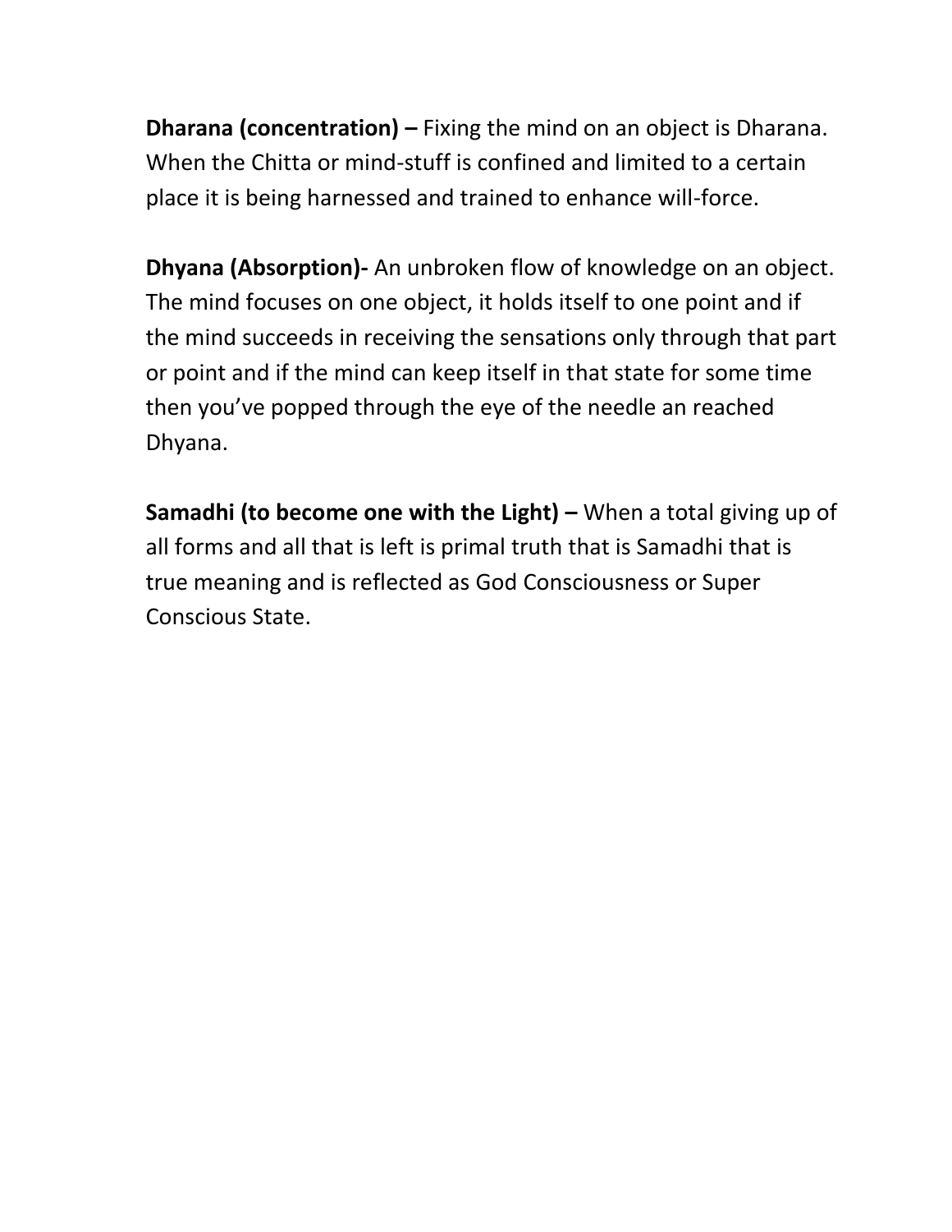**Dharana (concentration) –** Fixing the mind on an object is Dharana. When the Chitta or mind-stuff is confined and limited to a certain place it is being harnessed and trained to enhance will-force.

**Dhyana (Absorption)-** An unbroken flow of knowledge on an object. The mind focuses on one object, it holds itself to one point and if the mind succeeds in receiving the sensations only through that part or point and if the mind can keep itself in that state for some time then you've popped through the eye of the needle an reached Dhyana.

**Samadhi (to become one with the Light) –** When a total giving up of all forms and all that is left is primal truth that is Samadhi that is true meaning and is reflected as God Consciousness or Super Conscious State.